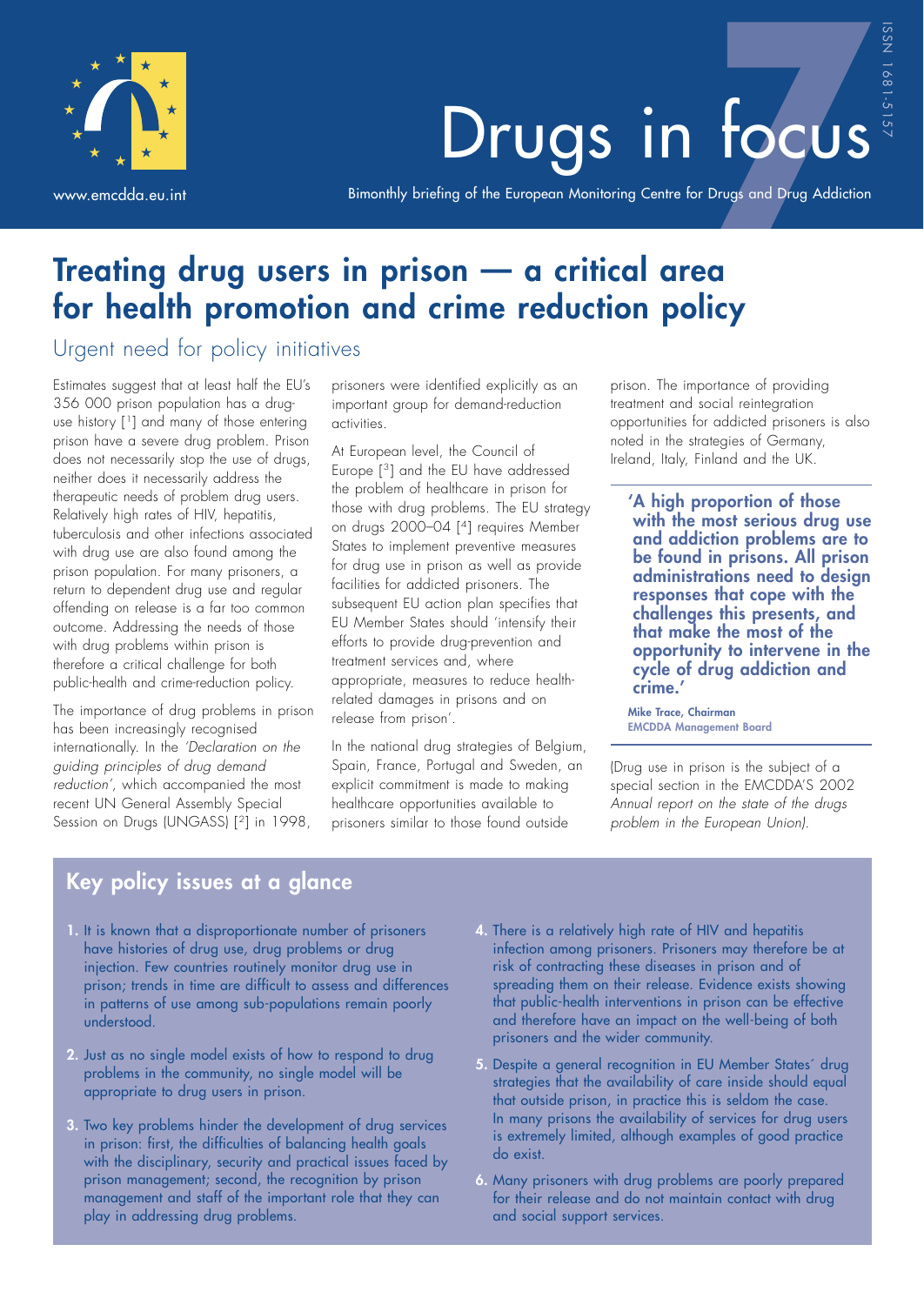# Drugs in focus

www.emcdda.eu.int

Bimonthly briefing of the European Monitoring Centre for Drugs and Drug Addiction

ISSN 1681-5157

7

# Treating drug users in prison — a critical area for health promotion and crime reduction policy

## Urgent need for policy initiatives

Estimates suggest that at least half the EU's 356 000 prison population has a drug-use history [1] and many of those entering prison have a severe drug problem. Prison does not necessarily stop the use of drugs, neither does it necessarily address the therapeutic needs of problem drug users. Relatively high rates of HIV, hepatitis, tuberculosis and other infections associated with drug use are also found among the prison population. For many prisoners, a return to dependent drug use and regular offending on release is a far too common outcome. Addressing the needs of those with drug problems within prison is therefore a critical challenge for both public-health and crime-reduction policy.

The importance of drug problems in prison has been increasingly recognised internationally. In the *'Declaration on the guiding principles of drug demand reduction'*, which accompanied the most recent UN General Assembly Special Session on Drugs (UNGASS) [2] in 1998, prisoners were identified explicitly as an important group for demand-reduction activities.

At European level, the Council of Europe [3] and the EU have addressed the problem of healthcare in prison for those with drug problems. The EU strategy on drugs 2000–04 [4] requires Member States to implement preventive measures for drug use in prison as well as provide facilities for addicted prisoners. The subsequent EU action plan specifies that EU Member States should 'intensify their efforts to provide drug-prevention and treatment services and, where appropriate, measures to reduce health-related damages in prisons and on release from prison'.

In the national drug strategies of Belgium, Spain, France, Portugal and Sweden, an explicit commitment is made to making healthcare opportunities available to prisoners similar to those found outside prison. The importance of providing treatment and social reintegration opportunities for addicted prisoners is also noted in the strategies of Germany, Ireland, Italy, Finland and the UK.

> **'A high proportion of those with the most serious drug use and addiction problems are to be found in prisons. All prison administrations need to design responses that cope with the challenges this presents, and that make the most of the opportunity to intervene in the cycle of drug addiction and crime.'**
>
> **Mike Trace, Chairman**
> **EMCDDA Management Board**

(Drug use in prison is the subject of a special section in the EMCDDA'S 2002 *Annual report on the state of the drugs problem in the European Union*).

## Key policy issues at a glance

1. It is known that a disproportionate number of prisoners have histories of drug use, drug problems or drug injection. Few countries routinely monitor drug use in prison; trends in time are difficult to assess and differences in patterns of use among sub-populations remain poorly understood.
2. Just as no single model exists of how to respond to drug problems in the community, no single model will be appropriate to drug users in prison.
3. Two key problems hinder the development of drug services in prison: first, the difficulties of balancing health goals with the disciplinary, security and practical issues faced by prison management; second, the recognition by prison management and staff of the important role that they can play in addressing drug problems.
4. There is a relatively high rate of HIV and hepatitis infection among prisoners. Prisoners may therefore be at risk of contracting these diseases in prison and of spreading them on their release. Evidence exists showing that public-health interventions in prison can be effective and therefore have an impact on the well-being of both prisoners and the wider community.
5. Despite a general recognition in EU Member States´ drug strategies that the availability of care inside should equal that outside prison, in practice this is seldom the case. In many prisons the availability of services for drug users is extremely limited, although examples of good practice do exist.
6. Many prisoners with drug problems are poorly prepared for their release and do not maintain contact with drug and social support services.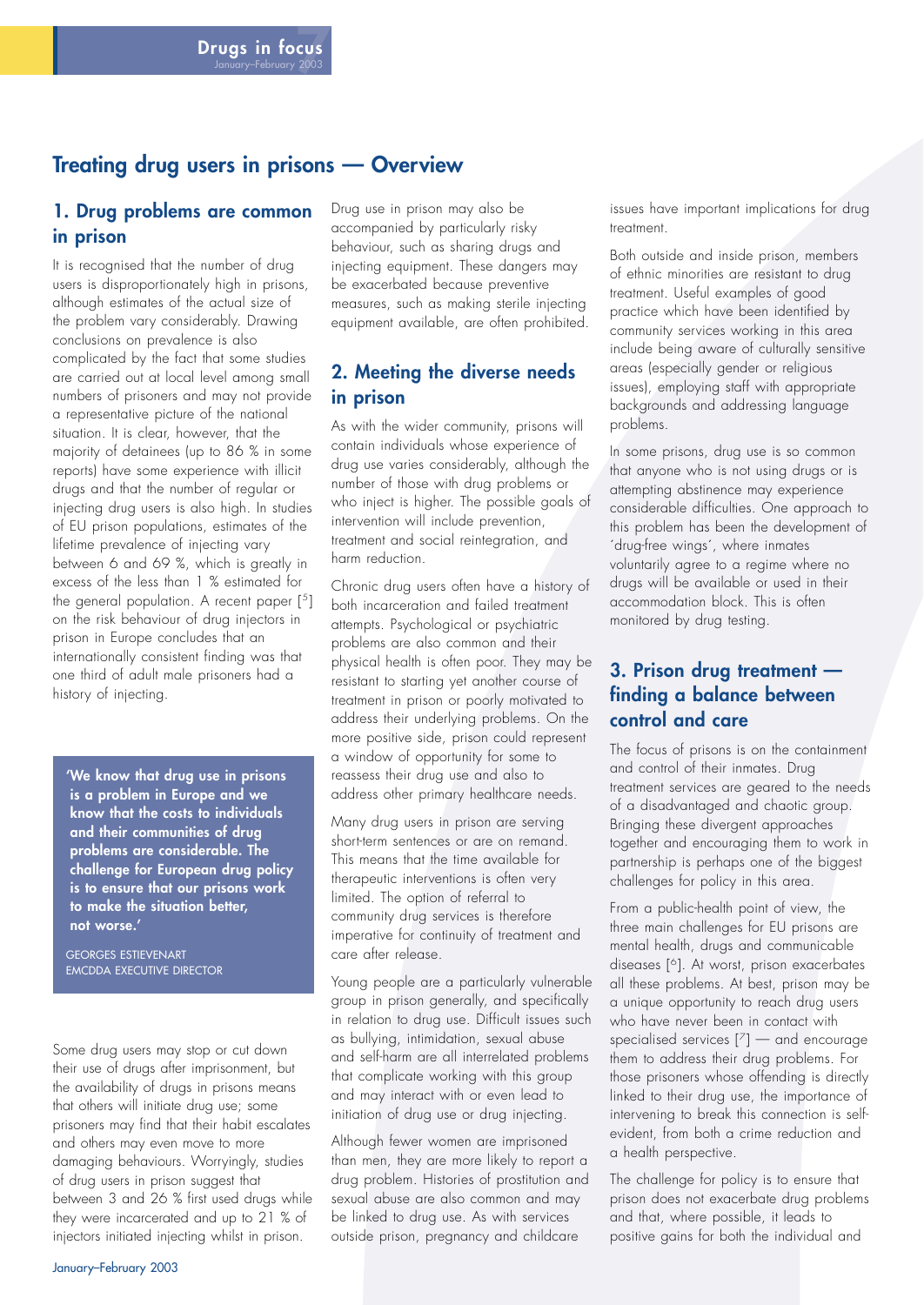## Treating drug users in prisons — Overview

### 1. Drug problems are common in prison

It is recognised that the number of drug users is disproportionately high in prisons, although estimates of the actual size of the problem vary considerably. Drawing conclusions on prevalence is also complicated by the fact that some studies are carried out at local level among small numbers of prisoners and may not provide a representative picture of the national situation. It is clear, however, that the majority of detainees (up to 86 % in some reports) have some experience with illicit drugs and that the number of regular or injecting drug users is also high. In studies of EU prison populations, estimates of the lifetime prevalence of injecting vary between 6 and 69 %, which is greatly in excess of the less than 1 % estimated for the general population. A recent paper [5] on the risk behaviour of drug injectors in prison in Europe concludes that an internationally consistent finding was that one third of adult male prisoners had a history of injecting.

> **'We know that drug use in prisons is a problem in Europe and we know that the costs to individuals and their communities of drug problems are considerable. The challenge for European drug policy is to ensure that our prisons work to make the situation better, not worse.'**
>
> GEORGES ESTIEVENART
> EMCDDA EXECUTIVE DIRECTOR

Some drug users may stop or cut down their use of drugs after imprisonment, but the availability of drugs in prisons means that others will initiate drug use; some prisoners may find that their habit escalates and others may even move to more damaging behaviours. Worryingly, studies of drug users in prison suggest that between 3 and 26 % first used drugs while they were incarcerated and up to 21 % of injectors initiated injecting whilst in prison.

Drug use in prison may also be accompanied by particularly risky behaviour, such as sharing drugs and injecting equipment. These dangers may be exacerbated because preventive measures, such as making sterile injecting equipment available, are often prohibited.

### 2. Meeting the diverse needs in prison

As with the wider community, prisons will contain individuals whose experience of drug use varies considerably, although the number of those with drug problems or who inject is higher. The possible goals of intervention will include prevention, treatment and social reintegration, and harm reduction.

Chronic drug users often have a history of both incarceration and failed treatment attempts. Psychological or psychiatric problems are also common and their physical health is often poor. They may be resistant to starting yet another course of treatment in prison or poorly motivated to address their underlying problems. On the more positive side, prison could represent a window of opportunity for some to reassess their drug use and also to address other primary healthcare needs.

Many drug users in prison are serving short-term sentences or are on remand. This means that the time available for therapeutic interventions is often very limited. The option of referral to community drug services is therefore imperative for continuity of treatment and care after release.

Young people are a particularly vulnerable group in prison generally, and specifically in relation to drug use. Difficult issues such as bullying, intimidation, sexual abuse and self-harm are all interrelated problems that complicate working with this group and may interact with or even lead to initiation of drug use or drug injecting.

Although fewer women are imprisoned than men, they are more likely to report a drug problem. Histories of prostitution and sexual abuse are also common and may be linked to drug use. As with services outside prison, pregnancy and childcare issues have important implications for drug treatment.

Both outside and inside prison, members of ethnic minorities are resistant to drug treatment. Useful examples of good practice which have been identified by community services working in this area include being aware of culturally sensitive areas (especially gender or religious issues), employing staff with appropriate backgrounds and addressing language problems.

In some prisons, drug use is so common that anyone who is not using drugs or is attempting abstinence may experience considerable difficulties. One approach to this problem has been the development of 'drug-free wings', where inmates voluntarily agree to a regime where no drugs will be available or used in their accommodation block. This is often monitored by drug testing.

### 3. Prison drug treatment — finding a balance between control and care

The focus of prisons is on the containment and control of their inmates. Drug treatment services are geared to the needs of a disadvantaged and chaotic group. Bringing these divergent approaches together and encouraging them to work in partnership is perhaps one of the biggest challenges for policy in this area.

From a public-health point of view, the three main challenges for EU prisons are mental health, drugs and communicable diseases [6]. At worst, prison exacerbates all these problems. At best, prison may be a unique opportunity to reach drug users who have never been in contact with specialised services [7] — and encourage them to address their drug problems. For those prisoners whose offending is directly linked to their drug use, the importance of intervening to break this connection is self-evident, from both a crime reduction and a health perspective.

The challenge for policy is to ensure that prison does not exacerbate drug problems and that, where possible, it leads to positive gains for both the individual and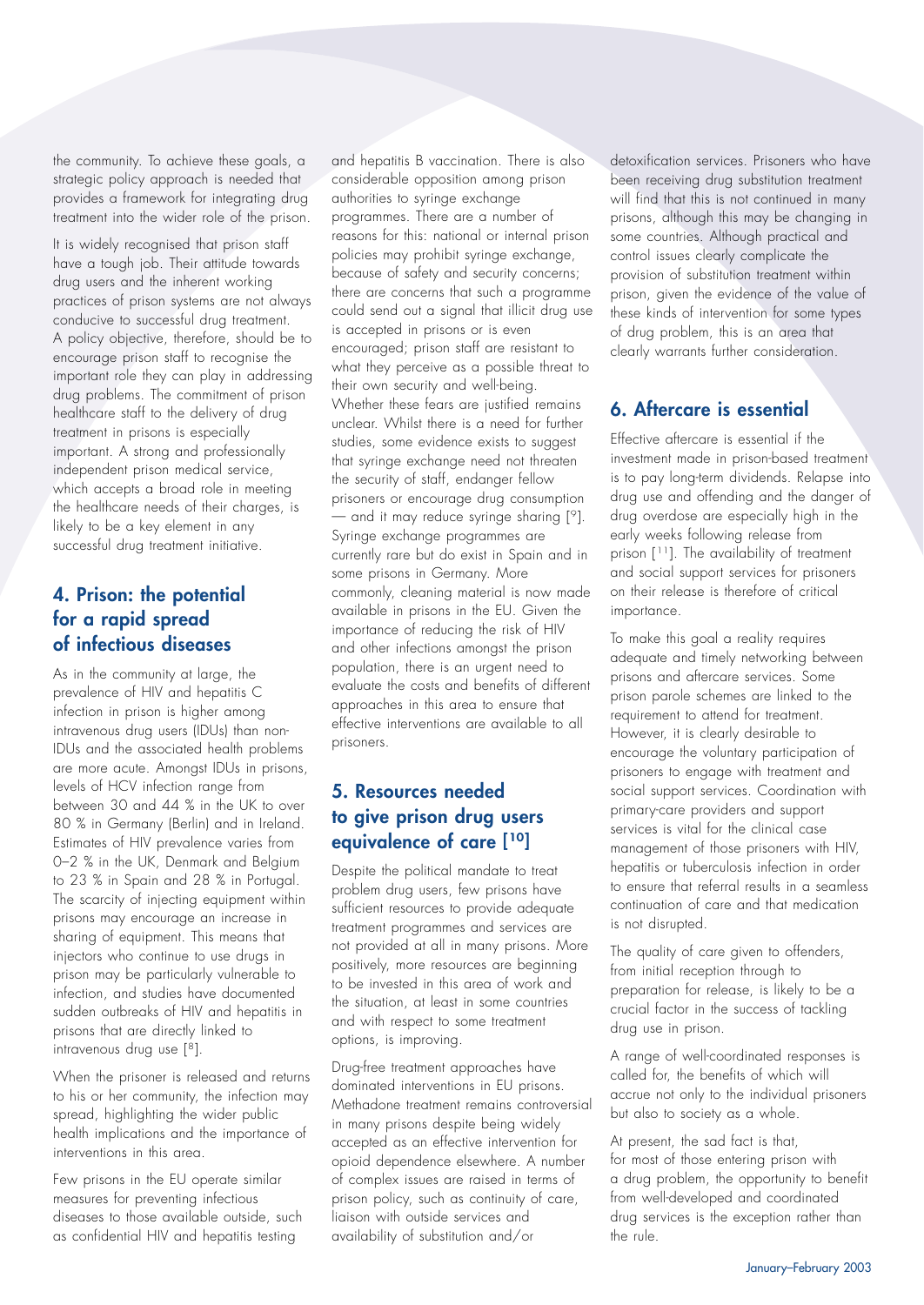the community. To achieve these goals, a strategic policy approach is needed that provides a framework for integrating drug treatment into the wider role of the prison.

It is widely recognised that prison staff have a tough job. Their attitude towards drug users and the inherent working practices of prison systems are not always conducive to successful drug treatment. A policy objective, therefore, should be to encourage prison staff to recognise the important role they can play in addressing drug problems. The commitment of prison healthcare staff to the delivery of drug treatment in prisons is especially important. A strong and professionally independent prison medical service, which accepts a broad role in meeting the healthcare needs of their charges, is likely to be a key element in any successful drug treatment initiative.

## 4. Prison: the potential for a rapid spread of infectious diseases

As in the community at large, the prevalence of HIV and hepatitis C infection in prison is higher among intravenous drug users (IDUs) than non-IDUs and the associated health problems are more acute. Amongst IDUs in prisons, levels of HCV infection range from between 30 and 44 % in the UK to over 80 % in Germany (Berlin) and in Ireland. Estimates of HIV prevalence varies from 0–2 % in the UK, Denmark and Belgium to 23 % in Spain and 28 % in Portugal. The scarcity of injecting equipment within prisons may encourage an increase in sharing of equipment. This means that injectors who continue to use drugs in prison may be particularly vulnerable to infection, and studies have documented sudden outbreaks of HIV and hepatitis in prisons that are directly linked to intravenous drug use [8].

When the prisoner is released and returns to his or her community, the infection may spread, highlighting the wider public health implications and the importance of interventions in this area.

Few prisons in the EU operate similar measures for preventing infectious diseases to those available outside, such as confidential HIV and hepatitis testing and hepatitis B vaccination. There is also considerable opposition among prison authorities to syringe exchange programmes. There are a number of reasons for this: national or internal prison policies may prohibit syringe exchange, because of safety and security concerns; there are concerns that such a programme could send out a signal that illicit drug use is accepted in prisons or is even encouraged; prison staff are resistant to what they perceive as a possible threat to their own security and well-being. Whether these fears are justified remains unclear. Whilst there is a need for further studies, some evidence exists to suggest that syringe exchange need not threaten the security of staff, endanger fellow prisoners or encourage drug consumption — and it may reduce syringe sharing [9]. Syringe exchange programmes are currently rare but do exist in Spain and in some prisons in Germany. More commonly, cleaning material is now made available in prisons in the EU. Given the importance of reducing the risk of HIV and other infections amongst the prison population, there is an urgent need to evaluate the costs and benefits of different approaches in this area to ensure that effective interventions are available to all prisoners.

## 5. Resources needed to give prison drug users equivalence of care [10]

Despite the political mandate to treat problem drug users, few prisons have sufficient resources to provide adequate treatment programmes and services are not provided at all in many prisons. More positively, more resources are beginning to be invested in this area of work and the situation, at least in some countries and with respect to some treatment options, is improving.

Drug-free treatment approaches have dominated interventions in EU prisons. Methadone treatment remains controversial in many prisons despite being widely accepted as an effective intervention for opioid dependence elsewhere. A number of complex issues are raised in terms of prison policy, such as continuity of care, liaison with outside services and availability of substitution and/or detoxification services. Prisoners who have been receiving drug substitution treatment will find that this is not continued in many prisons, although this may be changing in some countries. Although practical and control issues clearly complicate the provision of substitution treatment within prison, given the evidence of the value of these kinds of intervention for some types of drug problem, this is an area that clearly warrants further consideration.

## 6. Aftercare is essential

Effective aftercare is essential if the investment made in prison-based treatment is to pay long-term dividends. Relapse into drug use and offending and the danger of drug overdose are especially high in the early weeks following release from prison [11]. The availability of treatment and social support services for prisoners on their release is therefore of critical importance.

To make this goal a reality requires adequate and timely networking between prisons and aftercare services. Some prison parole schemes are linked to the requirement to attend for treatment. However, it is clearly desirable to encourage the voluntary participation of prisoners to engage with treatment and social support services. Coordination with primary-care providers and support services is vital for the clinical case management of those prisoners with HIV, hepatitis or tuberculosis infection in order to ensure that referral results in a seamless continuation of care and that medication is not disrupted.

The quality of care given to offenders, from initial reception through to preparation for release, is likely to be a crucial factor in the success of tackling drug use in prison.

A range of well-coordinated responses is called for, the benefits of which will accrue not only to the individual prisoners but also to society as a whole.

At present, the sad fact is that, for most of those entering prison with a drug problem, the opportunity to benefit from well-developed and coordinated drug services is the exception rather than the rule.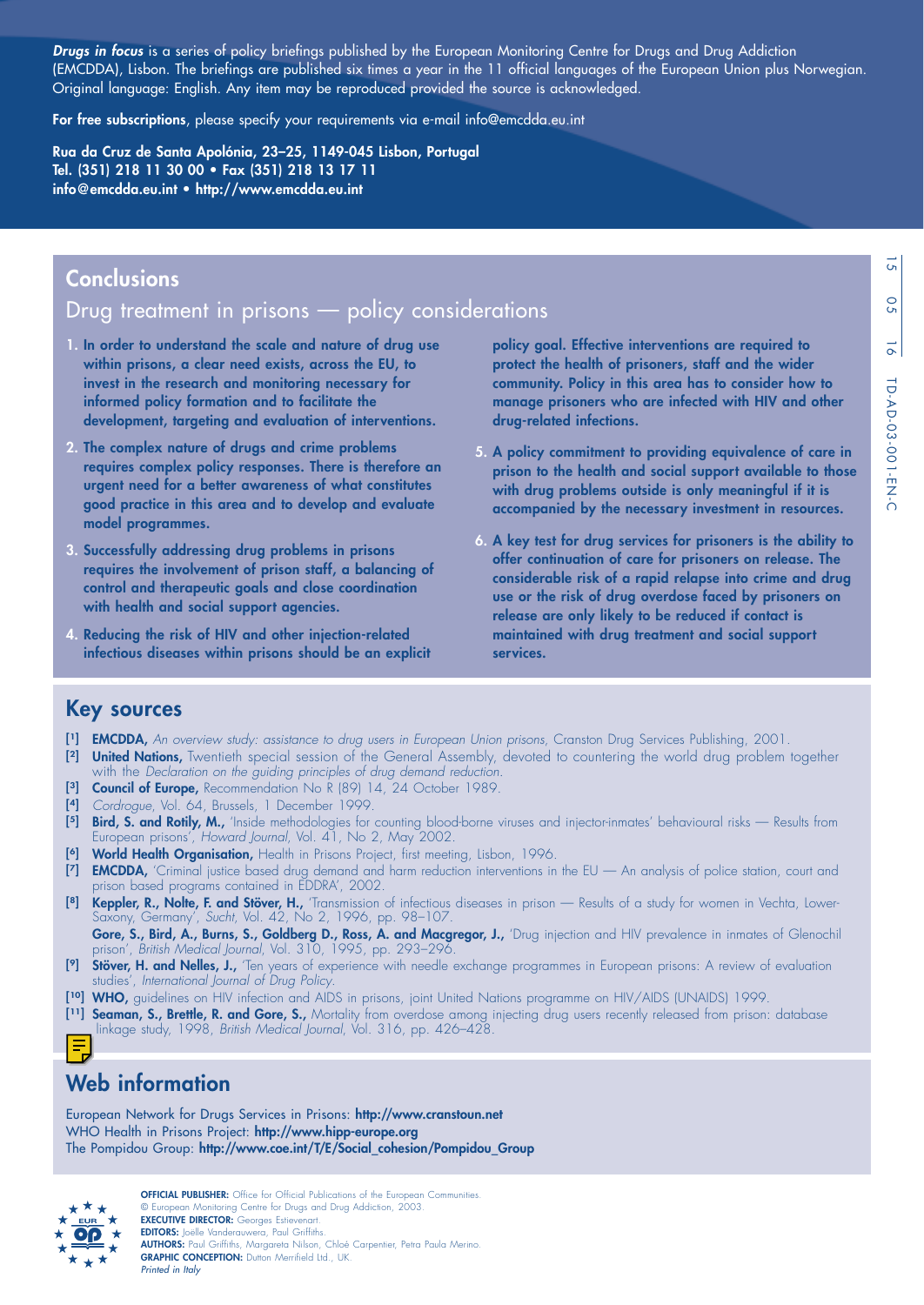***Drugs in focus*** is a series of policy briefings published by the European Monitoring Centre for Drugs and Drug Addiction (EMCDDA), Lisbon. The briefings are published six times a year in the 11 official languages of the European Union plus Norwegian. Original language: English. Any item may be reproduced provided the source is acknowledged.

**For free subscriptions**, please specify your requirements via e-mail info@emcdda.eu.int

**Rua da Cruz de Santa Apolónia, 23–25, 1149-045 Lisbon, Portugal**
**Tel. (351) 218 11 30 00 • Fax (351) 218 13 17 11**
**info@emcdda.eu.int • http://www.emcdda.eu.int**

## Conclusions

### Drug treatment in prisons — policy considerations

1. **In order to understand the scale and nature of drug use within prisons, a clear need exists, across the EU, to invest in the research and monitoring necessary for informed policy formation and to facilitate the development, targeting and evaluation of interventions.**
2. **The complex nature of drugs and crime problems requires complex policy responses. There is therefore an urgent need for a better awareness of what constitutes good practice in this area and to develop and evaluate model programmes.**
3. **Successfully addressing drug problems in prisons requires the involvement of prison staff, a balancing of control and therapeutic goals and close coordination with health and social support agencies.**
4. **Reducing the risk of HIV and other injection-related infectious diseases within prisons should be an explicit policy goal. Effective interventions are required to protect the health of prisoners, staff and the wider community. Policy in this area has to consider how to manage prisoners who are infected with HIV and other drug-related infections.**
5. **A policy commitment to providing equivalence of care in prison to the health and social support available to those with drug problems outside is only meaningful if it is accompanied by the necessary investment in resources.**
6. **A key test for drug services for prisoners is the ability to offer continuation of care for prisoners on release. The considerable risk of a rapid relapse into crime and drug use or the risk of drug overdose faced by prisoners on release are only likely to be reduced if contact is maintained with drug treatment and social support services.**

## Key sources

[1] **EMCDDA,** *An overview study: assistance to drug users in European Union prisons*, Cranston Drug Services Publishing, 2001.

[2] **United Nations,** Twentieth special session of the General Assembly, devoted to countering the world drug problem together with the *Declaration on the guiding principles of drug demand reduction*.

[3] **Council of Europe,** Recommendation No R (89) 14, 24 October 1989.

[4] *Cordrogue*, Vol. 64, Brussels, 1 December 1999.

[5] **Bird, S. and Rotily, M.,** 'Inside methodologies for counting blood-borne viruses and injector-inmates' behavioural risks — Results from European prisons', *Howard Journal*, Vol. 41, No 2, May 2002.

[6] **World Health Organisation,** Health in Prisons Project, first meeting, Lisbon, 1996.

[7] **EMCDDA,** 'Criminal justice based drug demand and harm reduction interventions in the EU — An analysis of police station, court and prison based programs contained in EDDRA', 2002.

[8] **Keppler, R., Nolte, F. and Stöver, H.,** 'Transmission of infectious diseases in prison — Results of a study for women in Vechta, Lower-Saxony, Germany', *Sucht*, Vol. 42, No 2, 1996, pp. 98–107.
**Gore, S., Bird, A., Burns, S., Goldberg D., Ross, A. and Macgregor, J.,** 'Drug injection and HIV prevalence in inmates of Glenochil prison', *British Medical Journal*, Vol. 310, 1995, pp. 293–296.

[9] **Stöver, H. and Nelles, J.,** 'Ten years of experience with needle exchange programmes in European prisons: A review of evaluation studies', *International Journal of Drug Policy*.

[10] **WHO,** guidelines on HIV infection and AIDS in prisons, joint United Nations programme on HIV/AIDS (UNAIDS) 1999.

[11] **Seaman, S., Brettle, R. and Gore, S.,** Mortality from overdose among injecting drug users recently released from prison: database linkage study, 1998, *British Medical Journal*, Vol. 316, pp. 426–428.

## Web information

European Network for Drugs Services in Prisons: **http://www.cranstoun.net**
WHO Health in Prisons Project: **http://www.hipp-europe.org**
The Pompidou Group: **http://www.coe.int/T/E/Social_cohesion/Pompidou_Group**

**OFFICIAL PUBLISHER:** Office for Official Publications of the European Communities.
© European Monitoring Centre for Drugs and Drug Addiction, 2003.
**EXECUTIVE DIRECTOR:** Georges Estievenart.
**EDITORS:** Joëlle Vanderauwera, Paul Griffiths.
**AUTHORS:** Paul Griffiths, Margareta Nilson, Chloé Carpentier, Petra Paula Merino.
**GRAPHIC CONCEPTION:** Dutton Merrifield Ltd., UK.
*Printed in Italy*

15 05 16 TD-AD-03-001-EN-C